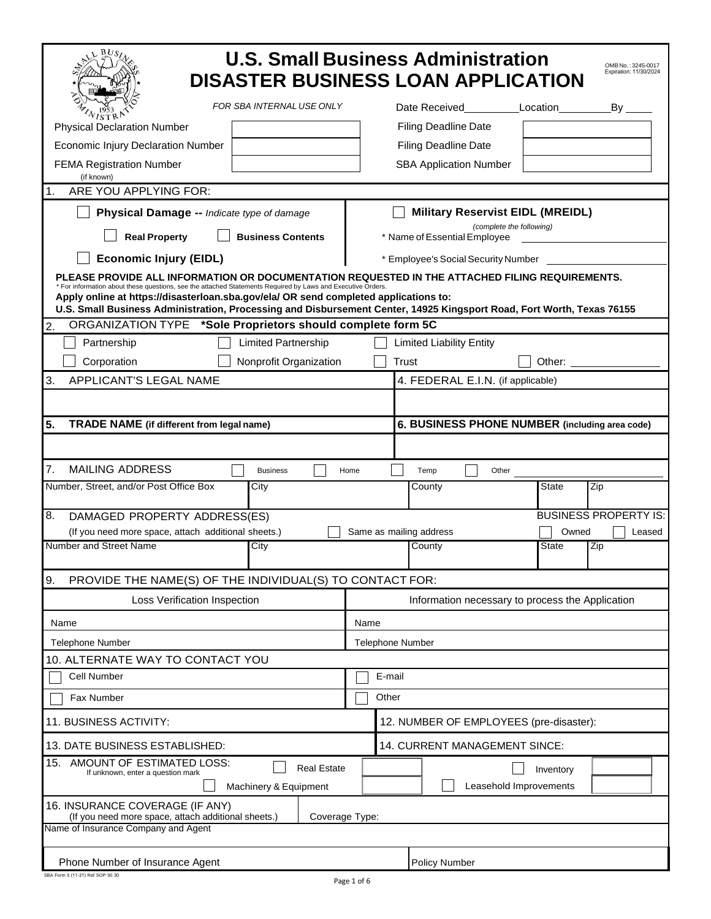# U.S. Small Business Administration
# DISASTER BUSINESS LOAN APPLICATION

OMB No.: 3245-0017
Expiration: 11/30/2024

*FOR SBA INTERNAL USE ONLY*

Date Received__________ Location__________ By _____

| | | | |
|---|---|---|---|
| Physical Declaration Number | | Filing Deadline Date | |
| Economic Injury Declaration Number | | Filing Deadline Date | |
| FEMA Registration Number (if known) | | SBA Application Number | |

## 1. ARE YOU APPLYING FOR:

☐ **Physical Damage --** *Indicate type of damage*

☐ **Real Property** ☐ **Business Contents**

☐ **Economic Injury (EIDL)**

☐ **Military Reservist EIDL (MREIDL)**

*(complete the following)*

\* Name of Essential Employee ______________________

\* Employee's Social Security Number ______________________

**PLEASE PROVIDE ALL INFORMATION OR DOCUMENTATION REQUESTED IN THE ATTACHED FILING REQUIREMENTS.**

\* For information about these questions, see the attached Statements Required by Laws and Executive Orders.

**Apply online at https://disasterloan.sba.gov/ela/ OR send completed applications to:**
**U.S. Small Business Administration, Processing and Disbursement Center, 14925 Kingsport Road, Fort Worth, Texas 76155**

## 2. ORGANIZATION TYPE **\*Sole Proprietors should complete form 5C**

☐ Partnership ☐ Limited Partnership ☐ Limited Liability Entity

☐ Corporation ☐ Nonprofit Organization ☐ Trust ☐ Other: ______________

| 3. APPLICANT'S LEGAL NAME | 4. FEDERAL E.I.N. (if applicable) |
|---|---|
| | |

| **5. TRADE NAME (if different from legal name)** | **6. BUSINESS PHONE NUMBER (including area code)** |
|---|---|
| | |

## 7. MAILING ADDRESS ☐ Business ☐ Home ☐ Temp ☐ Other ______________

| Number, Street, and/or Post Office Box | City | County | State | Zip |
|---|---|---|---|---|
| | | | | |

## 8. DAMAGED PROPERTY ADDRESS(ES)

(If you need more space, attach additional sheets.) ☐ Same as mailing address

BUSINESS PROPERTY IS: ☐ Owned ☐ Leased

| Number and Street Name | City | County | State | Zip |
|---|---|---|---|---|
| | | | | |

## 9. PROVIDE THE NAME(S) OF THE INDIVIDUAL(S) TO CONTACT FOR:

| Loss Verification Inspection | Information necessary to process the Application |
|---|---|
| Name | Name |
| Telephone Number | Telephone Number |

## 10. ALTERNATE WAY TO CONTACT YOU

| | |
|---|---|
| ☐ Cell Number | ☐ E-mail |
| ☐ Fax Number | ☐ Other |

| | |
|---|---|
| 11. BUSINESS ACTIVITY: | 12. NUMBER OF EMPLOYEES (pre-disaster): |
| 13. DATE BUSINESS ESTABLISHED: | 14. CURRENT MANAGEMENT SINCE: |

## 15. AMOUNT OF ESTIMATED LOSS:
If unknown, enter a question mark

| | | | |
|---|---|---|---|
| ☐ Real Estate | | ☐ Inventory | |
| ☐ Machinery & Equipment | | ☐ Leasehold Improvements | |

## 16. INSURANCE COVERAGE (IF ANY)
(If you need more space, attach additional sheets.) Coverage Type:

Name of Insurance Company and Agent

| Phone Number of Insurance Agent | Policy Number |
|---|---|
| | |

SBA Form 5 (11-21) Ref SOP 50 30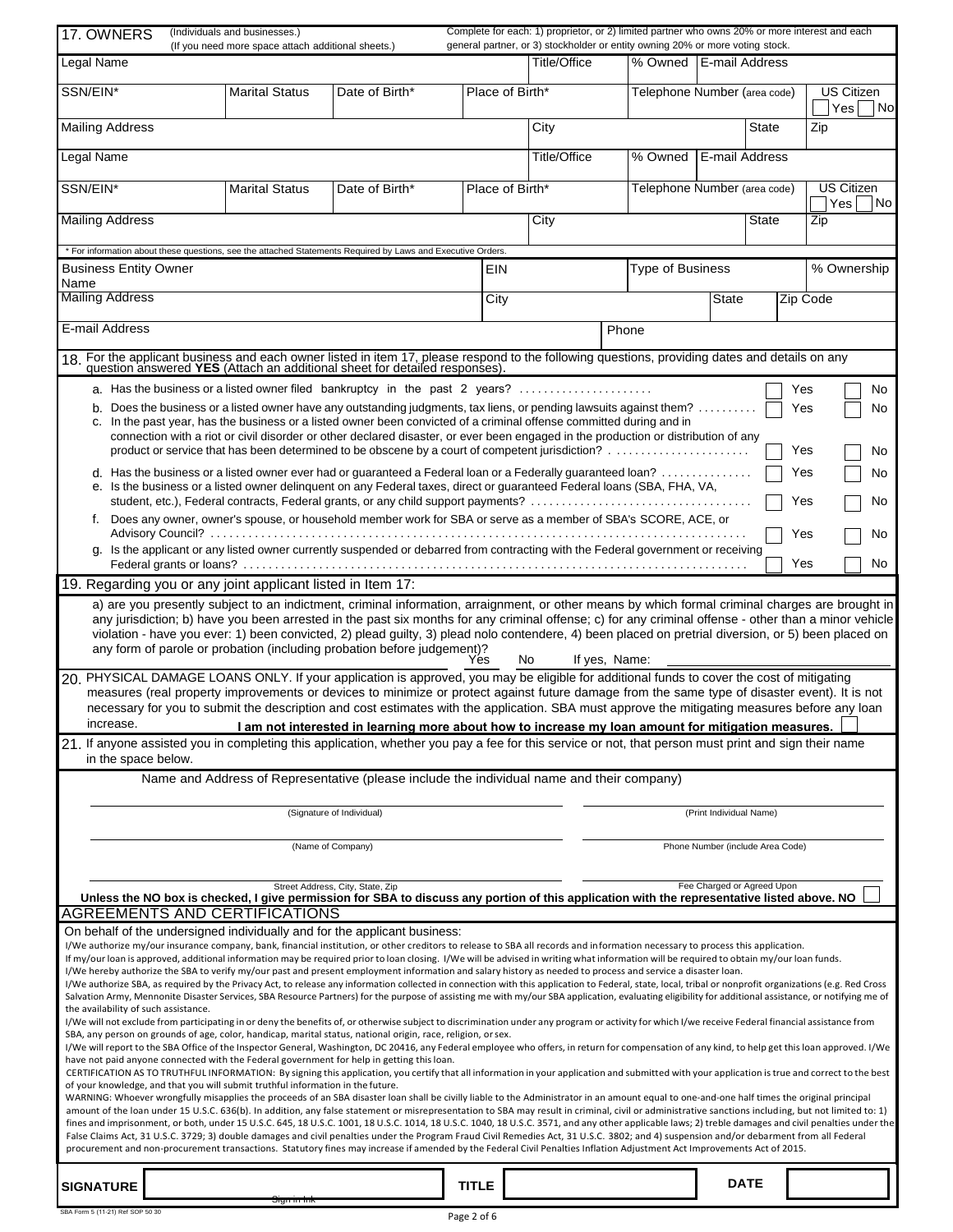## 17. OWNERS

(Individuals and businesses.)
(If you need more space attach additional sheets.)

Complete for each: 1) proprietor, or 2) limited partner who owns 20% or more interest and each general partner, or 3) stockholder or entity owning 20% or more voting stock.

| Legal Name | | | | Title/Office | % Owned | E-mail Address | | |
|---|---|---|---|---|---|---|---|---|
| SSN/EIN* | Marital Status | Date of Birth* | Place of Birth* | | Telephone Number (area code) | | | US Citizen ☐ Yes ☐ No |
| Mailing Address | | | | City | | | State | Zip |
| Legal Name | | | | Title/Office | % Owned | E-mail Address | | |
| SSN/EIN* | Marital Status | Date of Birth* | Place of Birth* | | Telephone Number (area code) | | | US Citizen ☐ Yes ☐ No |
| Mailing Address | | | | City | | | State | Zip |

\* For information about these questions, see the attached Statements Required by Laws and Executive Orders.

| Business Entity Owner Name | EIN | Type of Business | | % Ownership |
|---|---|---|---|---|
| Mailing Address | City | | State | Zip Code |
| E-mail Address | | Phone | | |

## 18. For the applicant business and each owner listed in item 17, please respond to the following questions, providing dates and details on any question answered **YES** (Attach an additional sheet for detailed responses).

a. Has the business or a listed owner filed bankruptcy in the past 2 years? ☐ Yes ☐ No

b. Does the business or a listed owner have any outstanding judgments, tax liens, or pending lawsuits against them? ☐ Yes ☐ No

c. In the past year, has the business or a listed owner been convicted of a criminal offense committed during and in connection with a riot or civil disorder or other declared disaster, or ever been engaged in the production or distribution of any product or service that has been determined to be obscene by a court of competent jurisdiction? ☐ Yes ☐ No

d. Has the business or a listed owner ever had or guaranteed a Federal loan or a Federally guaranteed loan? ☐ Yes ☐ No

e. Is the business or a listed owner delinquent on any Federal taxes, direct or guaranteed Federal loans (SBA, FHA, VA, student, etc.), Federal contracts, Federal grants, or any child support payments? ☐ Yes ☐ No

f. Does any owner, owner's spouse, or household member work for SBA or serve as a member of SBA's SCORE, ACE, or Advisory Council? ☐ Yes ☐ No

g. Is the applicant or any listed owner currently suspended or debarred from contracting with the Federal government or receiving Federal grants or loans? ☐ Yes ☐ No

## 19. Regarding you or any joint applicant listed in Item 17:

a) are you presently subject to an indictment, criminal information, arraignment, or other means by which formal criminal charges are brought in any jurisdiction; b) have you been arrested in the past six months for any criminal offense; c) for any criminal offense - other than a minor vehicle violation - have you ever: 1) been convicted, 2) plead guilty, 3) plead nolo contendere, 4) been placed on pretrial diversion, or 5) been placed on any form of parole or probation (including probation before judgement)?

___ Yes ___ No If yes, Name: ____________________

## 20. PHYSICAL DAMAGE LOANS ONLY.

If your application is approved, you may be eligible for additional funds to cover the cost of mitigating measures (real property improvements or devices to minimize or protect against future damage from the same type of disaster event). It is not necessary for you to submit the description and cost estimates with the application. SBA must approve the mitigating measures before any loan increase.

**I am not interested in learning more about how to increase my loan amount for mitigation measures.** ☐

## 21. If anyone assisted you in completing this application, whether you pay a fee for this service or not, that person must print and sign their name in the space below.

Name and Address of Representative (please include the individual name and their company)

| | |
|---|---|
| (Signature of Individual) | (Print Individual Name) |
| (Name of Company) | Phone Number (include Area Code) |
| Street Address, City, State, Zip | Fee Charged or Agreed Upon |

**Unless the NO box is checked, I give permission for SBA to discuss any portion of this application with the representative listed above. NO** ☐

## AGREEMENTS AND CERTIFICATIONS

On behalf of the undersigned individually and for the applicant business:

I/We authorize my/our insurance company, bank, financial institution, or other creditors to release to SBA all records and information necessary to process this application.

If my/our loan is approved, additional information may be required prior to loan closing. I/We will be advised in writing what information will be required to obtain my/our loan funds.

I/We hereby authorize the SBA to verify my/our past and present employment information and salary history as needed to process and service a disaster loan.

I/We authorize SBA, as required by the Privacy Act, to release any information collected in connection with this application to Federal, state, local, tribal or nonprofit organizations (e.g. Red Cross Salvation Army, Mennonite Disaster Services, SBA Resource Partners) for the purpose of assisting me with my/our SBA application, evaluating eligibility for additional assistance, or notifying me of the availability of such assistance.

I/We will not exclude from participating in or deny the benefits of, or otherwise subject to discrimination under any program or activity for which I/we receive Federal financial assistance from SBA, any person on grounds of age, color, handicap, marital status, national origin, race, religion, or sex.

I/We will report to the SBA Office of the Inspector General, Washington, DC 20416, any Federal employee who offers, in return for compensation of any kind, to help get this loan approved. I/We have not paid anyone connected with the Federal government for help in getting this loan.

CERTIFICATION AS TO TRUTHFUL INFORMATION: By signing this application, you certify that all information in your application and submitted with your application is true and correct to the best of your knowledge, and that you will submit truthful information in the future.

WARNING: Whoever wrongfully misapplies the proceeds of an SBA disaster loan shall be civilly liable to the Administrator in an amount equal to one-and-one half times the original principal amount of the loan under 15 U.S.C. 636(b). In addition, any false statement or misrepresentation to SBA may result in criminal, civil or administrative sanctions including, but not limited to: 1) fines and imprisonment, or both, under 15 U.S.C. 645, 18 U.S.C. 1001, 18 U.S.C. 1014, 18 U.S.C. 1040, 18 U.S.C. 3571, and any other applicable laws; 2) treble damages and civil penalties under the False Claims Act, 31 U.S.C. 3729; 3) double damages and civil penalties under the Program Fraud Civil Remedies Act, 31 U.S.C. 3802; and 4) suspension and/or debarment from all Federal procurement and non-procurement transactions. Statutory fines may increase if amended by the Federal Civil Penalties Inflation Adjustment Act Improvements Act of 2015.

| **SIGNATURE** | Sign in Ink | **TITLE** | | **DATE** | |
|---|---|---|---|---|---|

SBA Form 5 (11-21) Ref SOP 50 30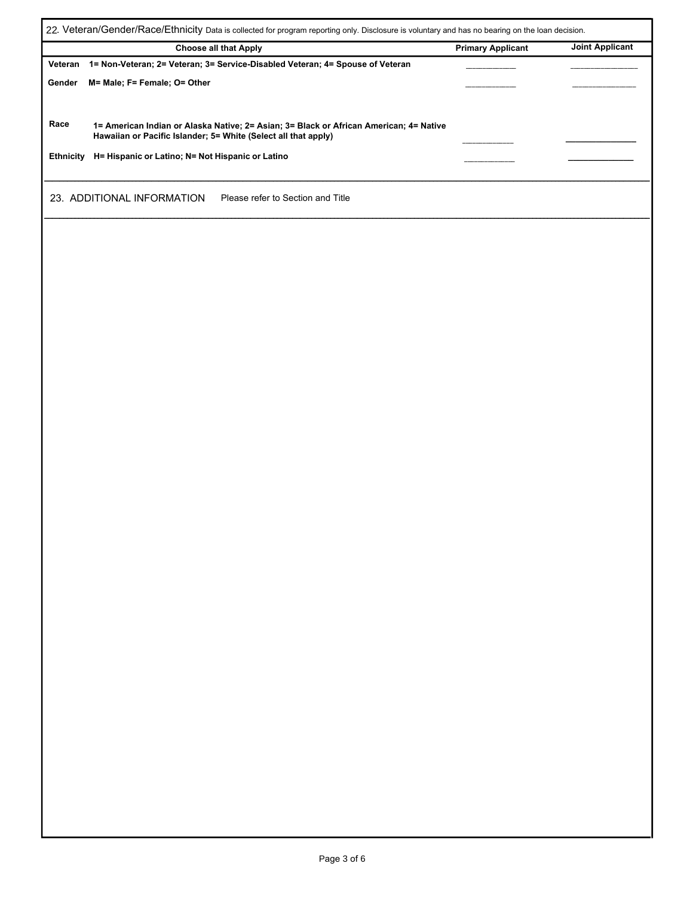## 22. Veteran/Gender/Race/Ethnicity

Data is collected for program reporting only. Disclosure is voluntary and has no bearing on the loan decision.

| Choose all that Apply | | Primary Applicant | Joint Applicant |
|---|---|---|---|
| **Veteran** | **1= Non-Veteran; 2= Veteran; 3= Service-Disabled Veteran; 4= Spouse of Veteran** | ___________ | ___________ |
| **Gender** | **M= Male; F= Female; O= Other** | ___________ | ___________ |
| **Race** | **1= American Indian or Alaska Native; 2= Asian; 3= Black or African American; 4= Native Hawaiian or Pacific Islander; 5= White (Select all that apply)** | ___________ | ___________ |
| **Ethnicity** | **H= Hispanic or Latino; N= Not Hispanic or Latino** | ___________ | ___________ |

## 23. ADDITIONAL INFORMATION

Please refer to Section and Title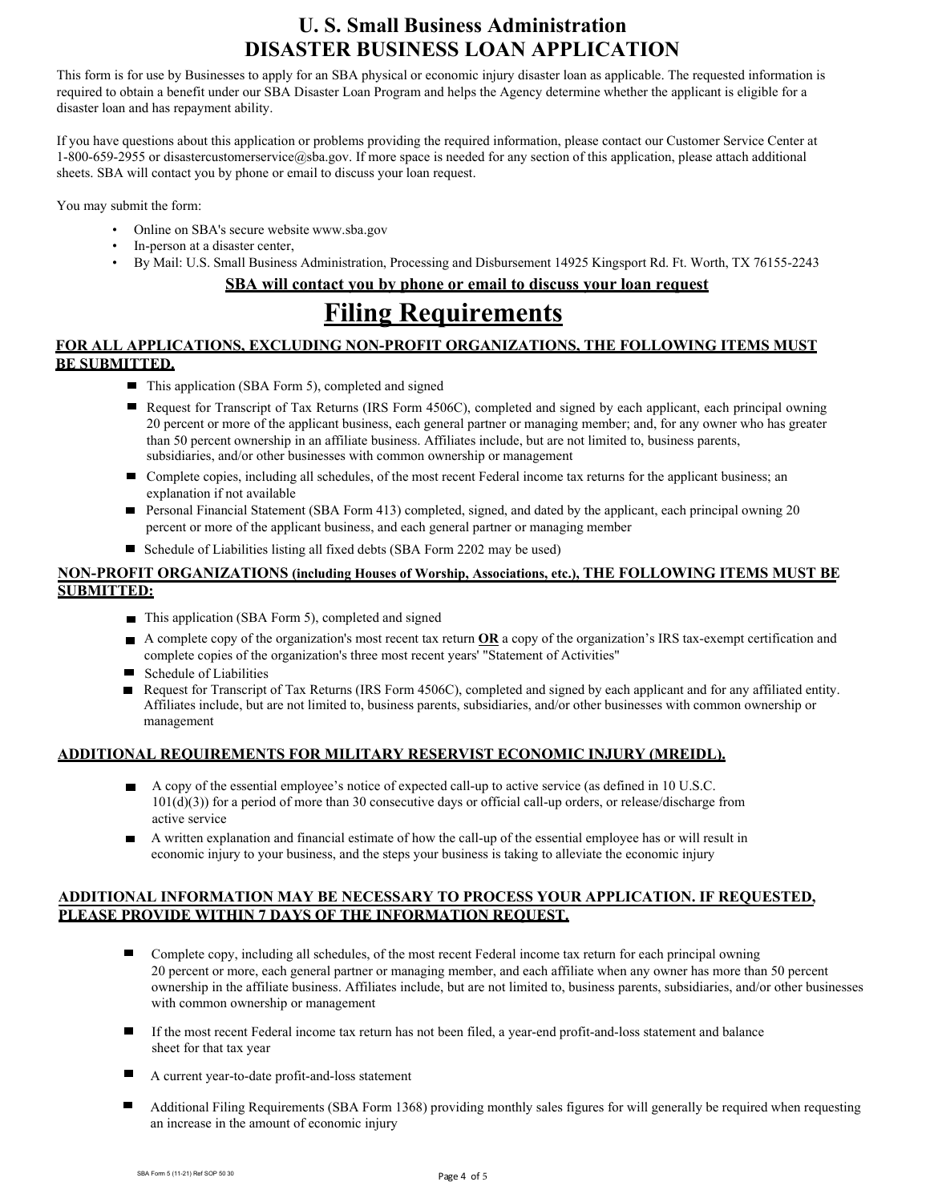# U. S. Small Business Administration
# DISASTER BUSINESS LOAN APPLICATION

This form is for use by Businesses to apply for an SBA physical or economic injury disaster loan as applicable. The requested information is required to obtain a benefit under our SBA Disaster Loan Program and helps the Agency determine whether the applicant is eligible for a disaster loan and has repayment ability.

If you have questions about this application or problems providing the required information, please contact our Customer Service Center at 1-800-659-2955 or disastercustomerservice@sba.gov. If more space is needed for any section of this application, please attach additional sheets. SBA will contact you by phone or email to discuss your loan request.

You may submit the form:

- Online on SBA's secure website www.sba.gov
- In-person at a disaster center,
- By Mail: U.S. Small Business Administration, Processing and Disbursement 14925 Kingsport Rd. Ft. Worth, TX 76155-2243

**SBA will contact you by phone or email to discuss your loan request**

## Filing Requirements

**FOR ALL APPLICATIONS, EXCLUDING NON-PROFIT ORGANIZATIONS, THE FOLLOWING ITEMS MUST BE SUBMITTED.**

- This application (SBA Form 5), completed and signed
- Request for Transcript of Tax Returns (IRS Form 4506C), completed and signed by each applicant, each principal owning 20 percent or more of the applicant business, each general partner or managing member; and, for any owner who has greater than 50 percent ownership in an affiliate business. Affiliates include, but are not limited to, business parents, subsidiaries, and/or other businesses with common ownership or management
- Complete copies, including all schedules, of the most recent Federal income tax returns for the applicant business; an explanation if not available
- Personal Financial Statement (SBA Form 413) completed, signed, and dated by the applicant, each principal owning 20 percent or more of the applicant business, and each general partner or managing member
- Schedule of Liabilities listing all fixed debts (SBA Form 2202 may be used)

**NON-PROFIT ORGANIZATIONS (including Houses of Worship, Associations, etc.), THE FOLLOWING ITEMS MUST BE SUBMITTED:**

- This application (SBA Form 5), completed and signed
- A complete copy of the organization's most recent tax return **OR** a copy of the organization's IRS tax-exempt certification and complete copies of the organization's three most recent years' "Statement of Activities"
- Schedule of Liabilities
- Request for Transcript of Tax Returns (IRS Form 4506C), completed and signed by each applicant and for any affiliated entity. Affiliates include, but are not limited to, business parents, subsidiaries, and/or other businesses with common ownership or management

**ADDITIONAL REQUIREMENTS FOR MILITARY RESERVIST ECONOMIC INJURY (MREIDL).**

- A copy of the essential employee's notice of expected call-up to active service (as defined in 10 U.S.C. 101(d)(3)) for a period of more than 30 consecutive days or official call-up orders, or release/discharge from active service
- A written explanation and financial estimate of how the call-up of the essential employee has or will result in economic injury to your business, and the steps your business is taking to alleviate the economic injury

**ADDITIONAL INFORMATION MAY BE NECESSARY TO PROCESS YOUR APPLICATION. IF REQUESTED, PLEASE PROVIDE WITHIN 7 DAYS OF THE INFORMATION REQUEST.**

- Complete copy, including all schedules, of the most recent Federal income tax return for each principal owning 20 percent or more, each general partner or managing member, and each affiliate when any owner has more than 50 percent ownership in the affiliate business. Affiliates include, but are not limited to, business parents, subsidiaries, and/or other businesses with common ownership or management
- If the most recent Federal income tax return has not been filed, a year-end profit-and-loss statement and balance sheet for that tax year
- A current year-to-date profit-and-loss statement
- Additional Filing Requirements (SBA Form 1368) providing monthly sales figures for will generally be required when requesting an increase in the amount of economic injury

SBA Form 5 (11-21) Ref SOP 50 30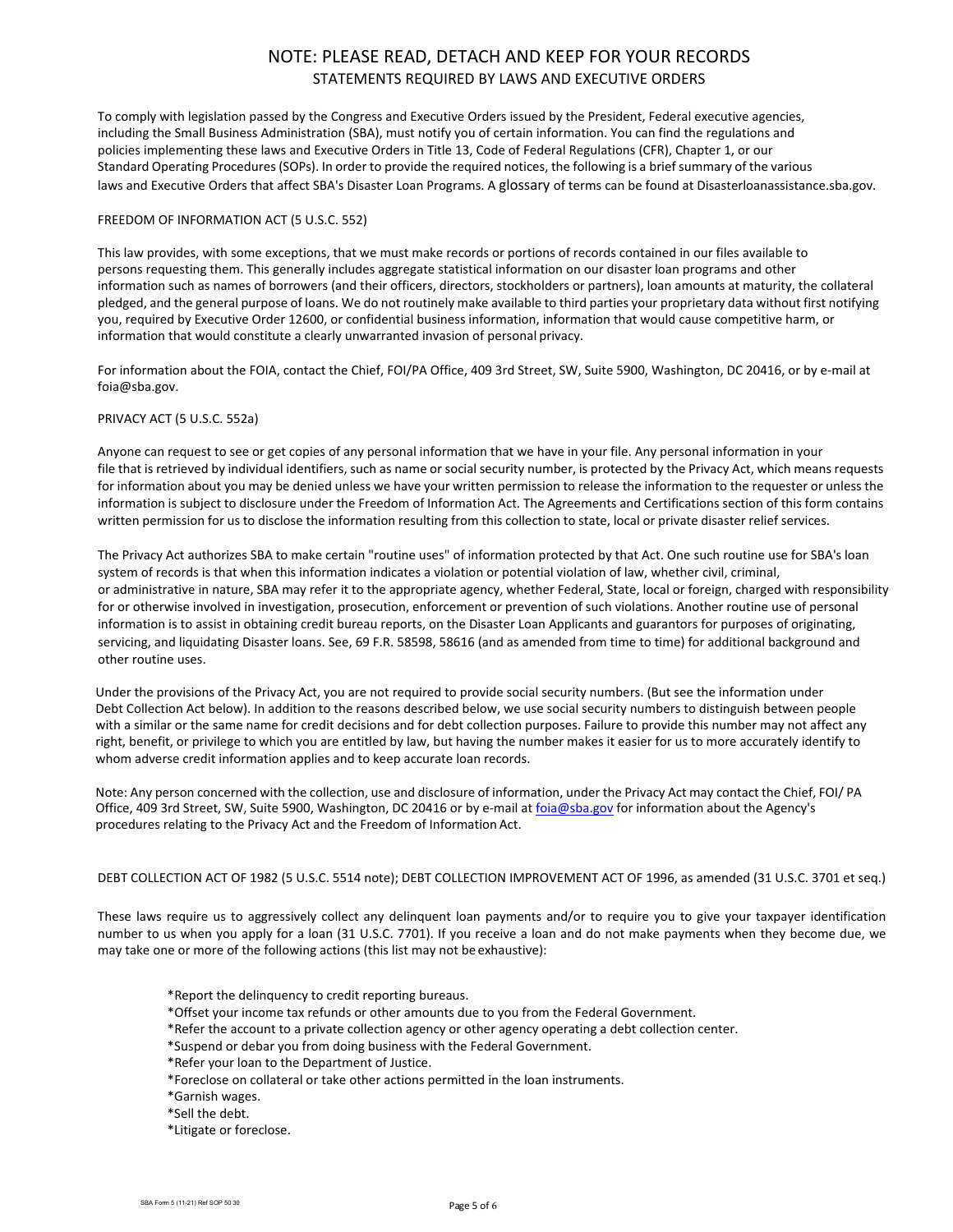# NOTE: PLEASE READ, DETACH AND KEEP FOR YOUR RECORDS

## STATEMENTS REQUIRED BY LAWS AND EXECUTIVE ORDERS

To comply with legislation passed by the Congress and Executive Orders issued by the President, Federal executive agencies, including the Small Business Administration (SBA), must notify you of certain information. You can find the regulations and policies implementing these laws and Executive Orders in Title 13, Code of Federal Regulations (CFR), Chapter 1, or our Standard Operating Procedures (SOPs). In order to provide the required notices, the following is a brief summary of the various laws and Executive Orders that affect SBA's Disaster Loan Programs. A glossary of terms can be found at Disasterloanassistance.sba.gov.

### FREEDOM OF INFORMATION ACT (5 U.S.C. 552)

This law provides, with some exceptions, that we must make records or portions of records contained in our files available to persons requesting them. This generally includes aggregate statistical information on our disaster loan programs and other information such as names of borrowers (and their officers, directors, stockholders or partners), loan amounts at maturity, the collateral pledged, and the general purpose of loans. We do not routinely make available to third parties your proprietary data without first notifying you, required by Executive Order 12600, or confidential business information, information that would cause competitive harm, or information that would constitute a clearly unwarranted invasion of personal privacy.

For information about the FOIA, contact the Chief, FOI/PA Office, 409 3rd Street, SW, Suite 5900, Washington, DC 20416, or by e-mail at foia@sba.gov.

### PRIVACY ACT (5 U.S.C. 552a)

Anyone can request to see or get copies of any personal information that we have in your file. Any personal information in your file that is retrieved by individual identifiers, such as name or social security number, is protected by the Privacy Act, which means requests for information about you may be denied unless we have your written permission to release the information to the requester or unless the information is subject to disclosure under the Freedom of Information Act. The Agreements and Certifications section of this form contains written permission for us to disclose the information resulting from this collection to state, local or private disaster relief services.

The Privacy Act authorizes SBA to make certain "routine uses" of information protected by that Act. One such routine use for SBA's loan system of records is that when this information indicates a violation or potential violation of law, whether civil, criminal, or administrative in nature, SBA may refer it to the appropriate agency, whether Federal, State, local or foreign, charged with responsibility for or otherwise involved in investigation, prosecution, enforcement or prevention of such violations. Another routine use of personal information is to assist in obtaining credit bureau reports, on the Disaster Loan Applicants and guarantors for purposes of originating, servicing, and liquidating Disaster loans. See, 69 F.R. 58598, 58616 (and as amended from time to time) for additional background and other routine uses.

Under the provisions of the Privacy Act, you are not required to provide social security numbers. (But see the information under Debt Collection Act below). In addition to the reasons described below, we use social security numbers to distinguish between people with a similar or the same name for credit decisions and for debt collection purposes. Failure to provide this number may not affect any right, benefit, or privilege to which you are entitled by law, but having the number makes it easier for us to more accurately identify to whom adverse credit information applies and to keep accurate loan records.

Note: Any person concerned with the collection, use and disclosure of information, under the Privacy Act may contact the Chief, FOI/ PA Office, 409 3rd Street, SW, Suite 5900, Washington, DC 20416 or by e-mail at foia@sba.gov for information about the Agency's procedures relating to the Privacy Act and the Freedom of Information Act.

### DEBT COLLECTION ACT OF 1982 (5 U.S.C. 5514 note); DEBT COLLECTION IMPROVEMENT ACT OF 1996, as amended (31 U.S.C. 3701 et seq.)

These laws require us to aggressively collect any delinquent loan payments and/or to require you to give your taxpayer identification number to us when you apply for a loan (31 U.S.C. 7701). If you receive a loan and do not make payments when they become due, we may take one or more of the following actions (this list may not be exhaustive):

- Report the delinquency to credit reporting bureaus.
- Offset your income tax refunds or other amounts due to you from the Federal Government.
- Refer the account to a private collection agency or other agency operating a debt collection center.
- Suspend or debar you from doing business with the Federal Government.
- Refer your loan to the Department of Justice.
- Foreclose on collateral or take other actions permitted in the loan instruments.
- Garnish wages.
- Sell the debt.
- Litigate or foreclose.

SBA Form 5 (11-21) Ref SOP 50 30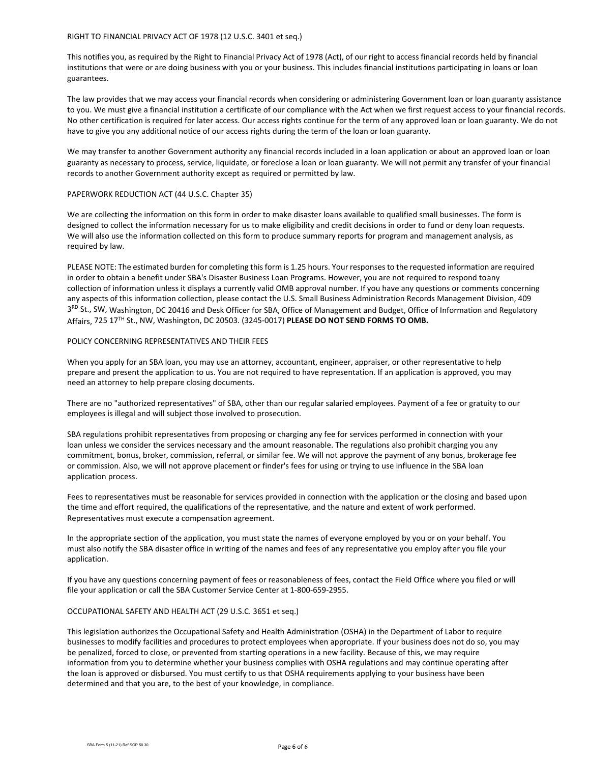## RIGHT TO FINANCIAL PRIVACY ACT OF 1978 (12 U.S.C. 3401 et seq.)

This notifies you, as required by the Right to Financial Privacy Act of 1978 (Act), of our right to access financial records held by financial institutions that were or are doing business with you or your business. This includes financial institutions participating in loans or loan guarantees.

The law provides that we may access your financial records when considering or administering Government loan or loan guaranty assistance to you. We must give a financial institution a certificate of our compliance with the Act when we first request access to your financial records. No other certification is required for later access. Our access rights continue for the term of any approved loan or loan guaranty. We do not have to give you any additional notice of our access rights during the term of the loan or loan guaranty.

We may transfer to another Government authority any financial records included in a loan application or about an approved loan or loan guaranty as necessary to process, service, liquidate, or foreclose a loan or loan guaranty. We will not permit any transfer of your financial records to another Government authority except as required or permitted by law.

## PAPERWORK REDUCTION ACT (44 U.S.C. Chapter 35)

We are collecting the information on this form in order to make disaster loans available to qualified small businesses. The form is designed to collect the information necessary for us to make eligibility and credit decisions in order to fund or deny loan requests. We will also use the information collected on this form to produce summary reports for program and management analysis, as required by law.

PLEASE NOTE: The estimated burden for completing this form is 1.25 hours. Your responses to the requested information are required in order to obtain a benefit under SBA's Disaster Business Loan Programs. However, you are not required to respond toany collection of information unless it displays a currently valid OMB approval number. If you have any questions or comments concerning any aspects of this information collection, please contact the U.S. Small Business Administration Records Management Division, 409 3RD St., SW, Washington, DC 20416 and Desk Officer for SBA, Office of Management and Budget, Office of Information and Regulatory Affairs, 725 17TH St., NW, Washington, DC 20503. (3245-0017) **PLEASE DO NOT SEND FORMS TO OMB.**

## POLICY CONCERNING REPRESENTATIVES AND THEIR FEES

When you apply for an SBA loan, you may use an attorney, accountant, engineer, appraiser, or other representative to help prepare and present the application to us. You are not required to have representation. If an application is approved, you may need an attorney to help prepare closing documents.

There are no "authorized representatives" of SBA, other than our regular salaried employees. Payment of a fee or gratuity to our employees is illegal and will subject those involved to prosecution.

SBA regulations prohibit representatives from proposing or charging any fee for services performed in connection with your loan unless we consider the services necessary and the amount reasonable. The regulations also prohibit charging you any commitment, bonus, broker, commission, referral, or similar fee. We will not approve the payment of any bonus, brokerage fee or commission. Also, we will not approve placement or finder's fees for using or trying to use influence in the SBA loan application process.

Fees to representatives must be reasonable for services provided in connection with the application or the closing and based upon the time and effort required, the qualifications of the representative, and the nature and extent of work performed. Representatives must execute a compensation agreement.

In the appropriate section of the application, you must state the names of everyone employed by you or on your behalf. You must also notify the SBA disaster office in writing of the names and fees of any representative you employ after you file your application.

If you have any questions concerning payment of fees or reasonableness of fees, contact the Field Office where you filed or will file your application or call the SBA Customer Service Center at 1-800-659-2955.

## OCCUPATIONAL SAFETY AND HEALTH ACT (29 U.S.C. 3651 et seq.)

This legislation authorizes the Occupational Safety and Health Administration (OSHA) in the Department of Labor to require businesses to modify facilities and procedures to protect employees when appropriate. If your business does not do so, you may be penalized, forced to close, or prevented from starting operations in a new facility. Because of this, we may require information from you to determine whether your business complies with OSHA regulations and may continue operating after the loan is approved or disbursed. You must certify to us that OSHA requirements applying to your business have been determined and that you are, to the best of your knowledge, in compliance.

SBA Form 5 (11-21) Ref SOP 50 30